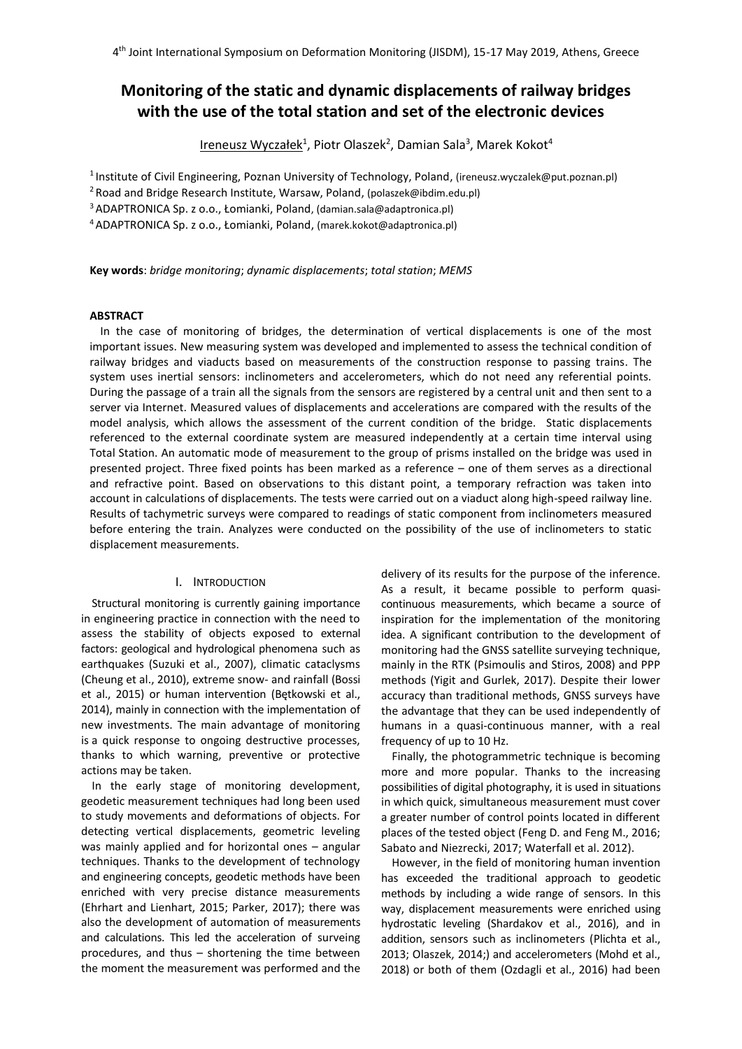# Monitoring of the static and dynamic displacements of railway bridges with the use of the total station and set of the electronic devices

Ireneusz Wyczałek[1], Piotr Olaszek[2], Damian Sala[3], Marek Kokot[4]

[1] Institute of Civil Engineering, Poznan University of Technology, Poland, (ireneusz.wyczalek@put.poznan.pl)

[2] Road and Bridge Research Institute, Warsaw, Poland, (polaszek@ibdim.edu.pl)

[3] ADAPTRONICA Sp. z o.o., Łomianki, Poland, (damian.sala@adaptronica.pl)

[4] ADAPTRONICA Sp. z o.o., Łomianki, Poland, (marek.kokot@adaptronica.pl)

**Key words**: *bridge monitoring*; *dynamic displacements*; *total station*; *MEMS*

## ABSTRACT

In the case of monitoring of bridges, the determination of vertical displacements is one of the most important issues. New measuring system was developed and implemented to assess the technical condition of railway bridges and viaducts based on measurements of the construction response to passing trains. The system uses inertial sensors: inclinometers and accelerometers, which do not need any referential points. During the passage of a train all the signals from the sensors are registered by a central unit and then sent to a server via Internet. Measured values of displacements and accelerations are compared with the results of the model analysis, which allows the assessment of the current condition of the bridge. Static displacements referenced to the external coordinate system are measured independently at a certain time interval using Total Station. An automatic mode of measurement to the group of prisms installed on the bridge was used in presented project. Three fixed points has been marked as a reference – one of them serves as a directional and refractive point. Based on observations to this distant point, a temporary refraction was taken into account in calculations of displacements. The tests were carried out on a viaduct along high-speed railway line. Results of tachymetric surveys were compared to readings of static component from inclinometers measured before entering the train. Analyzes were conducted on the possibility of the use of inclinometers to static displacement measurements.

## I. INTRODUCTION

Structural monitoring is currently gaining importance in engineering practice in connection with the need to assess the stability of objects exposed to external factors: geological and hydrological phenomena such as earthquakes (Suzuki et al., 2007), climatic cataclysms (Cheung et al., 2010), extreme snow- and rainfall (Bossi et al., 2015) or human intervention (Bętkowski et al., 2014), mainly in connection with the implementation of new investments. The main advantage of monitoring is a quick response to ongoing destructive processes, thanks to which warning, preventive or protective actions may be taken.

In the early stage of monitoring development, geodetic measurement techniques had long been used to study movements and deformations of objects. For detecting vertical displacements, geometric leveling was mainly applied and for horizontal ones – angular techniques. Thanks to the development of technology and engineering concepts, geodetic methods have been enriched with very precise distance measurements (Ehrhart and Lienhart, 2015; Parker, 2017); there was also the development of automation of measurements and calculations. This led the acceleration of surveing procedures, and thus – shortening the time between the moment the measurement was performed and the delivery of its results for the purpose of the inference. As a result, it became possible to perform quasi-continuous measurements, which became a source of inspiration for the implementation of the monitoring idea. A significant contribution to the development of monitoring had the GNSS satellite surveying technique, mainly in the RTK (Psimoulis and Stiros, 2008) and PPP methods (Yigit and Gurlek, 2017). Despite their lower accuracy than traditional methods, GNSS surveys have the advantage that they can be used independently of humans in a quasi-continuous manner, with a real frequency of up to 10 Hz.

Finally, the photogrammetric technique is becoming more and more popular. Thanks to the increasing possibilities of digital photography, it is used in situations in which quick, simultaneous measurement must cover a greater number of control points located in different places of the tested object (Feng D. and Feng M., 2016; Sabato and Niezrecki, 2017; Waterfall et el. 2012).

However, in the field of monitoring human invention has exceeded the traditional approach to geodetic methods by including a wide range of sensors. In this way, displacement measurements were enriched using hydrostatic leveling (Shardakov et al., 2016), and in addition, sensors such as inclinometers (Plichta et al., 2013; Olaszek, 2014;) and accelerometers (Mohd et al., 2018) or both of them (Ozdagli et al., 2016) had been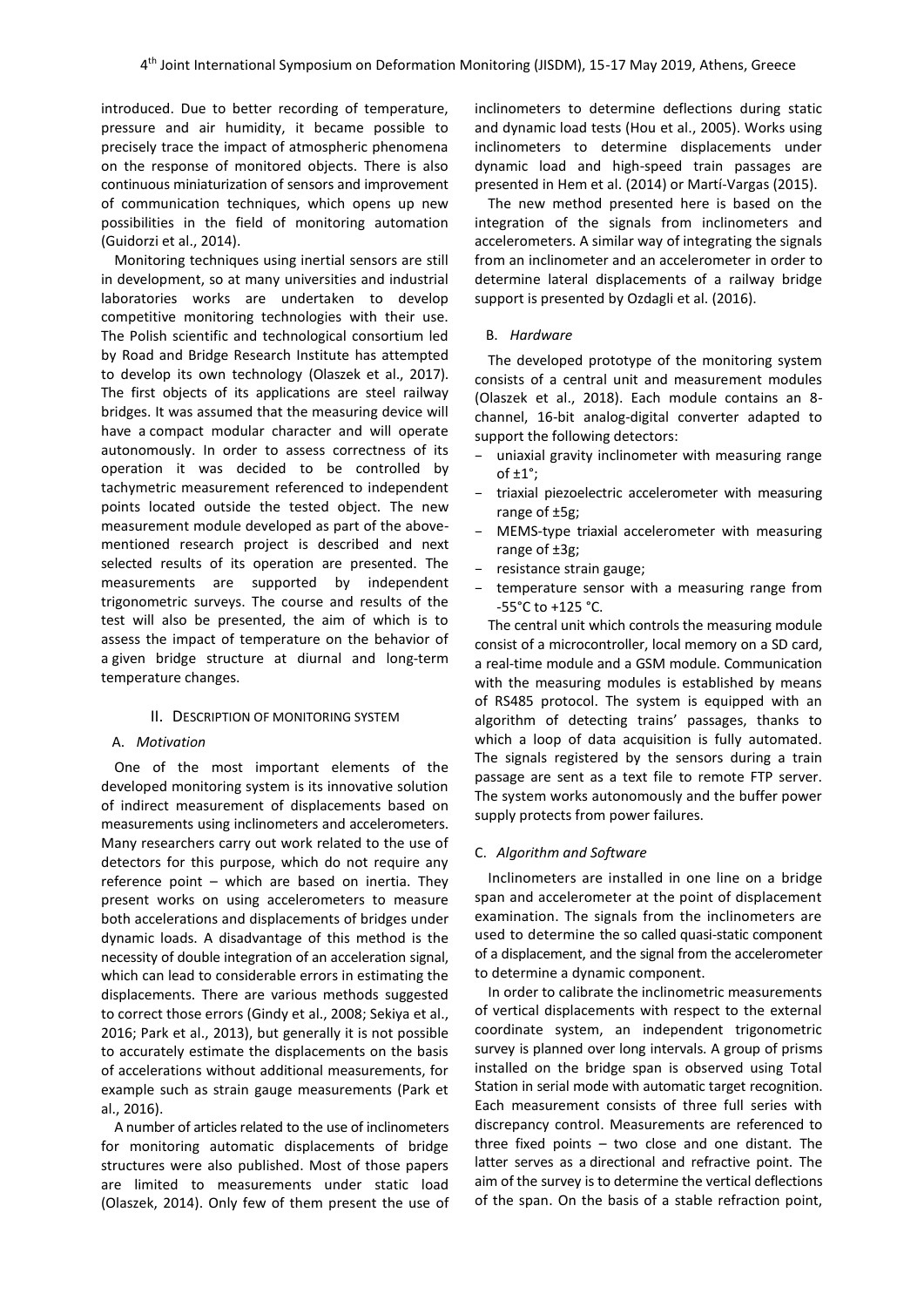introduced. Due to better recording of temperature, pressure and air humidity, it became possible to precisely trace the impact of atmospheric phenomena on the response of monitored objects. There is also continuous miniaturization of sensors and improvement of communication techniques, which opens up new possibilities in the field of monitoring automation (Guidorzi et al., 2014).

Monitoring techniques using inertial sensors are still in development, so at many universities and industrial laboratories works are undertaken to develop competitive monitoring technologies with their use. The Polish scientific and technological consortium led by Road and Bridge Research Institute has attempted to develop its own technology (Olaszek et al., 2017). The first objects of its applications are steel railway bridges. It was assumed that the measuring device will have a compact modular character and will operate autonomously. In order to assess correctness of its operation it was decided to be controlled by tachymetric measurement referenced to independent points located outside the tested object. The new measurement module developed as part of the above-mentioned research project is described and next selected results of its operation are presented. The measurements are supported by independent trigonometric surveys. The course and results of the test will also be presented, the aim of which is to assess the impact of temperature on the behavior of a given bridge structure at diurnal and long-term temperature changes.

## II. Description of Monitoring System

### A. *Motivation*

One of the most important elements of the developed monitoring system is its innovative solution of indirect measurement of displacements based on measurements using inclinometers and accelerometers. Many researchers carry out work related to the use of detectors for this purpose, which do not require any reference point – which are based on inertia. They present works on using accelerometers to measure both accelerations and displacements of bridges under dynamic loads. A disadvantage of this method is the necessity of double integration of an acceleration signal, which can lead to considerable errors in estimating the displacements. There are various methods suggested to correct those errors (Gindy et al., 2008; Sekiya et al., 2016; Park et al., 2013), but generally it is not possible to accurately estimate the displacements on the basis of accelerations without additional measurements, for example such as strain gauge measurements (Park et al., 2016).

A number of articles related to the use of inclinometers for monitoring automatic displacements of bridge structures were also published. Most of those papers are limited to measurements under static load (Olaszek, 2014). Only few of them present the use of inclinometers to determine deflections during static and dynamic load tests (Hou et al., 2005). Works using inclinometers to determine displacements under dynamic load and high-speed train passages are presented in Hem et al. (2014) or Martí-Vargas (2015).

The new method presented here is based on the integration of the signals from inclinometers and accelerometers. A similar way of integrating the signals from an inclinometer and an accelerometer in order to determine lateral displacements of a railway bridge support is presented by Ozdagli et al. (2016).

### B. *Hardware*

The developed prototype of the monitoring system consists of a central unit and measurement modules (Olaszek et al., 2018). Each module contains an 8-channel, 16-bit analog-digital converter adapted to support the following detectors:

- uniaxial gravity inclinometer with measuring range of ±1°;
- triaxial piezoelectric accelerometer with measuring range of ±5g;
- MEMS-type triaxial accelerometer with measuring range of ±3g;
- resistance strain gauge;
- temperature sensor with a measuring range from -55°C to +125 °C.

The central unit which controls the measuring module consist of a microcontroller, local memory on a SD card, a real-time module and a GSM module. Communication with the measuring modules is established by means of RS485 protocol. The system is equipped with an algorithm of detecting trains' passages, thanks to which a loop of data acquisition is fully automated. The signals registered by the sensors during a train passage are sent as a text file to remote FTP server. The system works autonomously and the buffer power supply protects from power failures.

### C. *Algorithm and Software*

Inclinometers are installed in one line on a bridge span and accelerometer at the point of displacement examination. The signals from the inclinometers are used to determine the so called quasi-static component of a displacement, and the signal from the accelerometer to determine a dynamic component.

In order to calibrate the inclinometric measurements of vertical displacements with respect to the external coordinate system, an independent trigonometric survey is planned over long intervals. A group of prisms installed on the bridge span is observed using Total Station in serial mode with automatic target recognition. Each measurement consists of three full series with discrepancy control. Measurements are referenced to three fixed points – two close and one distant. The latter serves as a directional and refractive point. The aim of the survey is to determine the vertical deflections of the span. On the basis of a stable refraction point,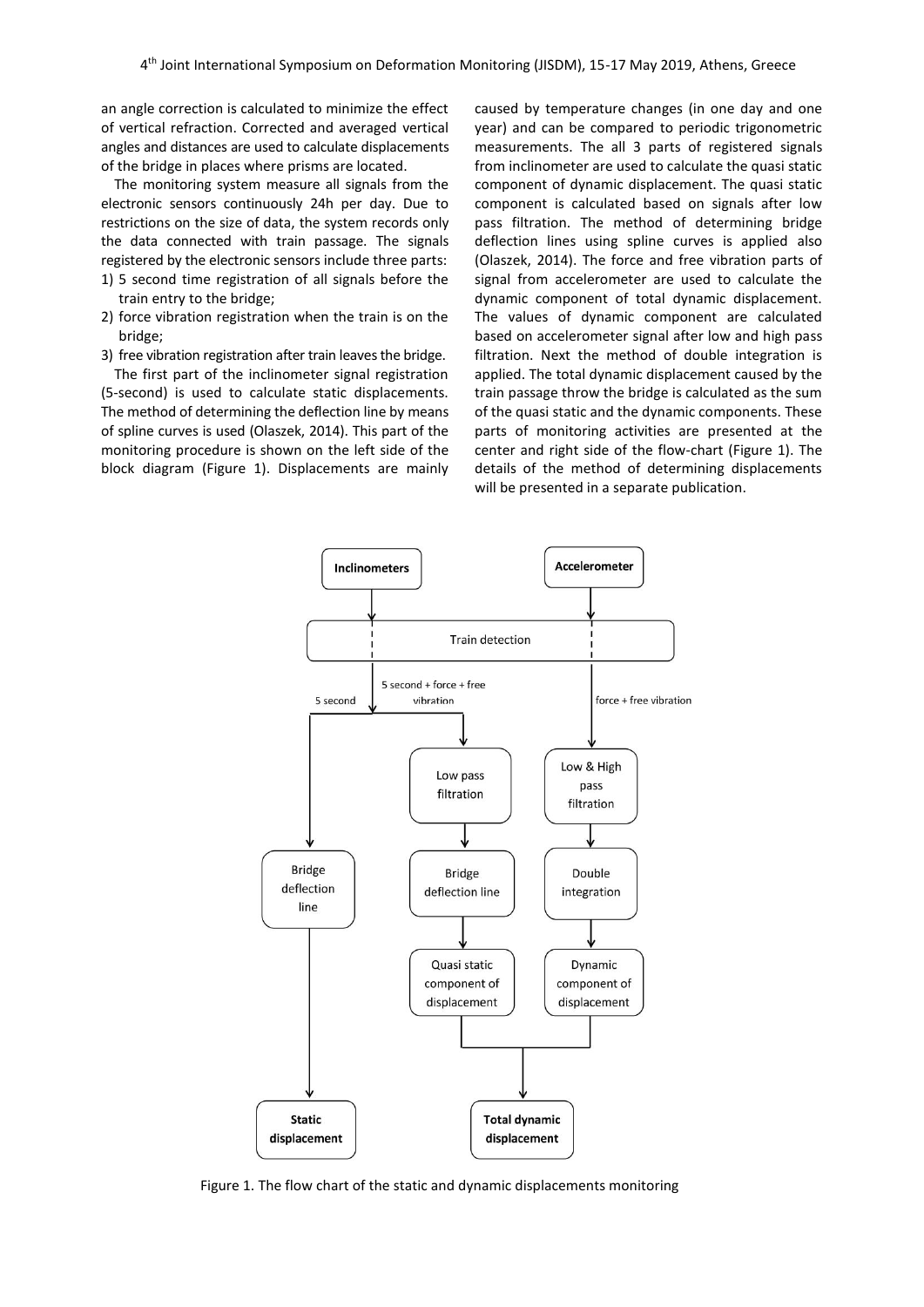an angle correction is calculated to minimize the effect of vertical refraction. Corrected and averaged vertical angles and distances are used to calculate displacements of the bridge in places where prisms are located.

The monitoring system measure all signals from the electronic sensors continuously 24h per day. Due to restrictions on the size of data, the system records only the data connected with train passage. The signals registered by the electronic sensors include three parts:

1) 5 second time registration of all signals before the train entry to the bridge;
2) force vibration registration when the train is on the bridge;
3) free vibration registration after train leaves the bridge.

The first part of the inclinometer signal registration (5-second) is used to calculate static displacements. The method of determining the deflection line by means of spline curves is used (Olaszek, 2014). This part of the monitoring procedure is shown on the left side of the block diagram (Figure 1). Displacements are mainly caused by temperature changes (in one day and one year) and can be compared to periodic trigonometric measurements. The all 3 parts of registered signals from inclinometer are used to calculate the quasi static component of dynamic displacement. The quasi static component is calculated based on signals after low pass filtration. The method of determining bridge deflection lines using spline curves is applied also (Olaszek, 2014). The force and free vibration parts of signal from accelerometer are used to calculate the dynamic component of total dynamic displacement. The values of dynamic component are calculated based on accelerometer signal after low and high pass filtration. Next the method of double integration is applied. The total dynamic displacement caused by the train passage throw the bridge is calculated as the sum of the quasi static and the dynamic components. These parts of monitoring activities are presented at the center and right side of the flow-chart (Figure 1). The details of the method of determining displacements will be presented in a separate publication.

Figure 1. The flow chart of the static and dynamic displacements monitoring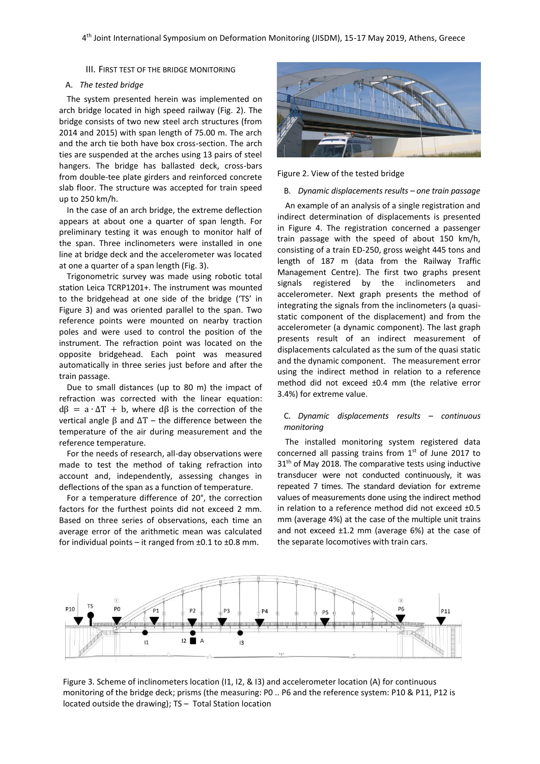## III. First test of the bridge monitoring

### A. *The tested bridge*

The system presented herein was implemented on arch bridge located in high speed railway (Fig. 2). The bridge consists of two new steel arch structures (from 2014 and 2015) with span length of 75.00 m. The arch and the arch tie both have box cross-section. The arch ties are suspended at the arches using 13 pairs of steel hangers. The bridge has ballasted deck, cross-bars from double-tee plate girders and reinforced concrete slab floor. The structure was accepted for train speed up to 250 km/h.

In the case of an arch bridge, the extreme deflection appears at about one a quarter of span length. For preliminary testing it was enough to monitor half of the span. Three inclinometers were installed in one line at bridge deck and the accelerometer was located at one a quarter of a span length (Fig. 3).

Trigonometric survey was made using robotic total station Leica TCRP1201+. The instrument was mounted to the bridgehead at one side of the bridge ('TS' in Figure 3) and was oriented parallel to the span. Two reference points were mounted on nearby traction poles and were used to control the position of the instrument. The refraction point was located on the opposite bridgehead. Each point was measured automatically in three series just before and after the train passage.

Due to small distances (up to 80 m) the impact of refraction was corrected with the linear equation: $d\beta = a \cdot \Delta T + b$, where $d\beta$ is the correction of the vertical angle $\beta$ and $\Delta T$ – the difference between the temperature of the air during measurement and the reference temperature.

For the needs of research, all-day observations were made to test the method of taking refraction into account and, independently, assessing changes in deflections of the span as a function of temperature.

For a temperature difference of 20°, the correction factors for the furthest points did not exceed 2 mm. Based on three series of observations, each time an average error of the arithmetic mean was calculated for individual points – it ranged from ±0.1 to ±0.8 mm.

Figure 2. View of the tested bridge

### B. *Dynamic displacements results – one train passage*

An example of an analysis of a single registration and indirect determination of displacements is presented in Figure 4. The registration concerned a passenger train passage with the speed of about 150 km/h, consisting of a train ED-250, gross weight 445 tons and length of 187 m (data from the Railway Traffic Management Centre). The first two graphs present signals registered by the inclinometers and accelerometer. Next graph presents the method of integrating the signals from the inclinometers (a quasi-static component of the displacement) and from the accelerometer (a dynamic component). The last graph presents result of an indirect measurement of displacements calculated as the sum of the quasi static and the dynamic component. The measurement error using the indirect method in relation to a reference method did not exceed ±0.4 mm (the relative error 3.4%) for extreme value.

### C. *Dynamic displacements results – continuous monitoring*

The installed monitoring system registered data concerned all passing trains from 1st of June 2017 to 31th of May 2018. The comparative tests using inductive transducer were not conducted continuously, it was repeated 7 times. The standard deviation for extreme values of measurements done using the indirect method in relation to a reference method did not exceed ±0.5 mm (average 4%) at the case of the multiple unit trains and not exceed ±1.2 mm (average 6%) at the case of the separate locomotives with train cars.

Figure 3. Scheme of inclinometers location (I1, I2, & I3) and accelerometer location (A) for continuous monitoring of the bridge deck; prisms (the measuring: P0 .. P6 and the reference system: P10 & P11, P12 is located outside the drawing); TS – Total Station location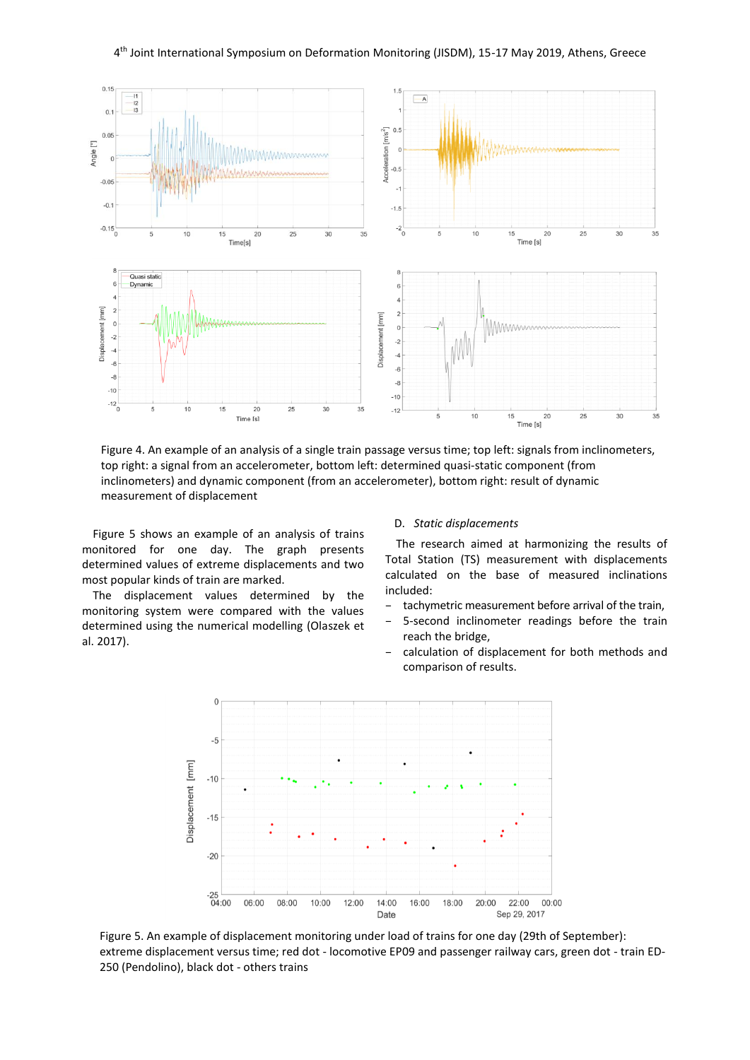Figure 4. An example of an analysis of a single train passage versus time; top left: signals from inclinometers, top right: a signal from an accelerometer, bottom left: determined quasi-static component (from inclinometers) and dynamic component (from an accelerometer), bottom right: result of dynamic measurement of displacement

Figure 5 shows an example of an analysis of trains monitored for one day. The graph presents determined values of extreme displacements and two most popular kinds of train are marked.

The displacement values determined by the monitoring system were compared with the values determined using the numerical modelling (Olaszek et al. 2017).

### D. *Static displacements*

The research aimed at harmonizing the results of Total Station (TS) measurement with displacements calculated on the base of measured inclinations included:

- tachymetric measurement before arrival of the train,
- 5-second inclinometer readings before the train reach the bridge,
- calculation of displacement for both methods and comparison of results.

Figure 5. An example of displacement monitoring under load of trains for one day (29th of September): extreme displacement versus time; red dot - locomotive EP09 and passenger railway cars, green dot - train ED-250 (Pendolino), black dot - others trains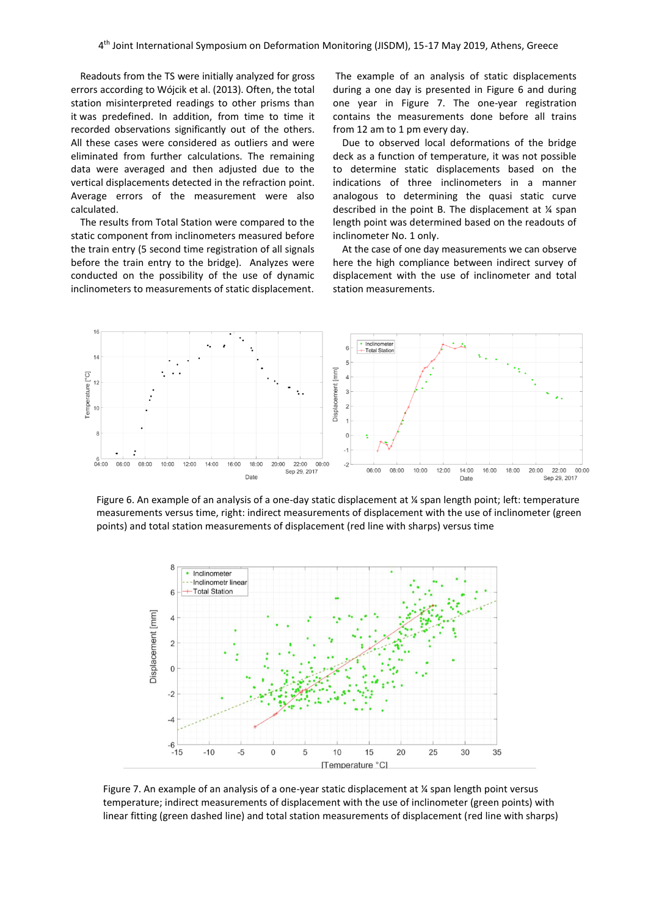Readouts from the TS were initially analyzed for gross errors according to Wójcik et al. (2013). Often, the total station misinterpreted readings to other prisms than it was predefined. In addition, from time to time it recorded observations significantly out of the others. All these cases were considered as outliers and were eliminated from further calculations. The remaining data were averaged and then adjusted due to the vertical displacements detected in the refraction point. Average errors of the measurement were also calculated.

The results from Total Station were compared to the static component from inclinometers measured before the train entry (5 second time registration of all signals before the train entry to the bridge). Analyzes were conducted on the possibility of the use of dynamic inclinometers to measurements of static displacement.

The example of an analysis of static displacements during a one day is presented in Figure 6 and during one year in Figure 7. The one-year registration contains the measurements done before all trains from 12 am to 1 pm every day.

Due to observed local deformations of the bridge deck as a function of temperature, it was not possible to determine static displacements based on the indications of three inclinometers in a manner analogous to determining the quasi static curve described in the point B. The displacement at ¼ span length point was determined based on the readouts of inclinometer No. 1 only.

At the case of one day measurements we can observe here the high compliance between indirect survey of displacement with the use of inclinometer and total station measurements.

Figure 6. An example of an analysis of a one-day static displacement at ¼ span length point; left: temperature measurements versus time, right: indirect measurements of displacement with the use of inclinometer (green points) and total station measurements of displacement (red line with sharps) versus time

Figure 7. An example of an analysis of a one-year static displacement at ¼ span length point versus temperature; indirect measurements of displacement with the use of inclinometer (green points) with linear fitting (green dashed line) and total station measurements of displacement (red line with sharps)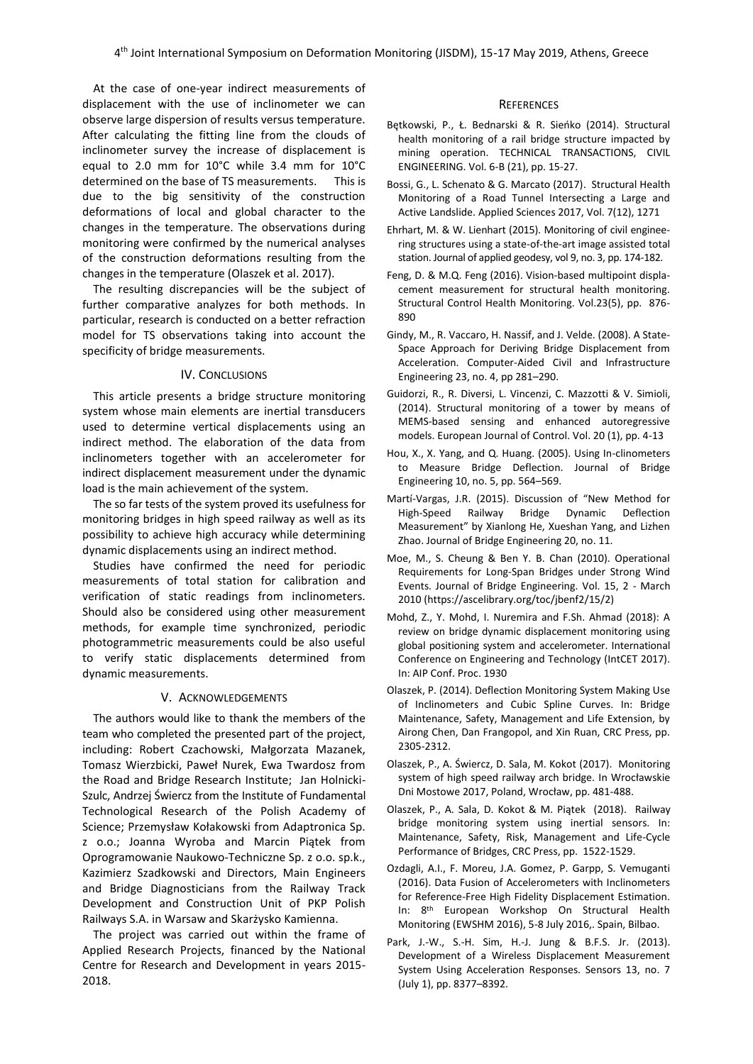At the case of one-year indirect measurements of displacement with the use of inclinometer we can observe large dispersion of results versus temperature. After calculating the fitting line from the clouds of inclinometer survey the increase of displacement is equal to 2.0 mm for 10°C while 3.4 mm for 10°C determined on the base of TS measurements. This is due to the big sensitivity of the construction deformations of local and global character to the changes in the temperature. The observations during monitoring were confirmed by the numerical analyses of the construction deformations resulting from the changes in the temperature (Olaszek et al. 2017).

The resulting discrepancies will be the subject of further comparative analyzes for both methods. In particular, research is conducted on a better refraction model for TS observations taking into account the specificity of bridge measurements.

## IV. Conclusions

This article presents a bridge structure monitoring system whose main elements are inertial transducers used to determine vertical displacements using an indirect method. The elaboration of the data from inclinometers together with an accelerometer for indirect displacement measurement under the dynamic load is the main achievement of the system.

The so far tests of the system proved its usefulness for monitoring bridges in high speed railway as well as its possibility to achieve high accuracy while determining dynamic displacements using an indirect method.

Studies have confirmed the need for periodic measurements of total station for calibration and verification of static readings from inclinometers. Should also be considered using other measurement methods, for example time synchronized, periodic photogrammetric measurements could be also useful to verify static displacements determined from dynamic measurements.

## V. Acknowledgements

The authors would like to thank the members of the team who completed the presented part of the project, including: Robert Czachowski, Małgorzata Mazanek, Tomasz Wierzbicki, Paweł Nurek, Ewa Twardosz from the Road and Bridge Research Institute; Jan Holnicki-Szulc, Andrzej Świercz from the Institute of Fundamental Technological Research of the Polish Academy of Science; Przemysław Kołakowski from Adaptronica Sp. z o.o.; Joanna Wyroba and Marcin Piątek from Oprogramowanie Naukowo-Techniczne Sp. z o.o. sp.k., Kazimierz Szadkowski and Directors, Main Engineers and Bridge Diagnosticians from the Railway Track Development and Construction Unit of PKP Polish Railways S.A. in Warsaw and Skarżysko Kamienna.

The project was carried out within the frame of Applied Research Projects, financed by the National Centre for Research and Development in years 2015-2018.

## References

Bętkowski, P., Ł. Bednarski & R. Sieńko (2014). Structural health monitoring of a rail bridge structure impacted by mining operation. TECHNICAL TRANSACTIONS, CIVIL ENGINEERING. Vol. 6-B (21), pp. 15-27.

Bossi, G., L. Schenato & G. Marcato (2017). Structural Health Monitoring of a Road Tunnel Intersecting a Large and Active Landslide. Applied Sciences 2017, Vol. 7(12), 1271

Ehrhart, M. & W. Lienhart (2015). Monitoring of civil engineering structures using a state-of-the-art image assisted total station. Journal of applied geodesy, vol 9, no. 3, pp. 174-182.

Feng, D. & M.Q. Feng (2016). Vision-based multipoint displacement measurement for structural health monitoring. Structural Control Health Monitoring. Vol.23(5), pp. 876-890

Gindy, M., R. Vaccaro, H. Nassif, and J. Velde. (2008). A State-Space Approach for Deriving Bridge Displacement from Acceleration. Computer-Aided Civil and Infrastructure Engineering 23, no. 4, pp 281–290.

Guidorzi, R., R. Diversi, L. Vincenzi, C. Mazzotti & V. Simioli, (2014). Structural monitoring of a tower by means of MEMS-based sensing and enhanced autoregressive models. European Journal of Control. Vol. 20 (1), pp. 4-13

Hou, X., X. Yang, and Q. Huang. (2005). Using In-clinometers to Measure Bridge Deflection. Journal of Bridge Engineering 10, no. 5, pp. 564–569.

Martí-Vargas, J.R. (2015). Discussion of "New Method for High-Speed Railway Bridge Dynamic Deflection Measurement" by Xianlong He, Xueshan Yang, and Lizhen Zhao. Journal of Bridge Engineering 20, no. 11.

Moe, M., S. Cheung & Ben Y. B. Chan (2010). Operational Requirements for Long-Span Bridges under Strong Wind Events. Journal of Bridge Engineering. Vol. 15, 2 - March 2010 (https://ascelibrary.org/toc/jbenf2/15/2)

Mohd, Z., Y. Mohd, I. Nuremira and F.Sh. Ahmad (2018): A review on bridge dynamic displacement monitoring using global positioning system and accelerometer. International Conference on Engineering and Technology (IntCET 2017). In: AIP Conf. Proc. 1930

Olaszek, P. (2014). Deflection Monitoring System Making Use of Inclinometers and Cubic Spline Curves. In: Bridge Maintenance, Safety, Management and Life Extension, by Airong Chen, Dan Frangopol, and Xin Ruan, CRC Press, pp. 2305-2312.

Olaszek, P., A. Świercz, D. Sala, M. Kokot (2017). Monitoring system of high speed railway arch bridge. In: Wrocławskie Dni Mostowe 2017, Poland, Wrocław, pp. 481-488.

Olaszek, P., A. Sala, D. Kokot & M. Piątek (2018). Railway bridge monitoring system using inertial sensors. In: Maintenance, Safety, Risk, Management and Life-Cycle Performance of Bridges, CRC Press, pp. 1522-1529.

Ozdagli, A.I., F. Moreu, J.A. Gomez, P. Garpp, S. Vemuganti (2016). Data Fusion of Accelerometers with Inclinometers for Reference-Free High Fidelity Displacement Estimation. In: 8th European Workshop On Structural Health Monitoring (EWSHM 2016), 5-8 July 2016,. Spain, Bilbao.

Park, J.-W., S.-H. Sim, H.-J. Jung & B.F.S. Jr. (2013). Development of a Wireless Displacement Measurement System Using Acceleration Responses. Sensors 13, no. 7 (July 1), pp. 8377–8392.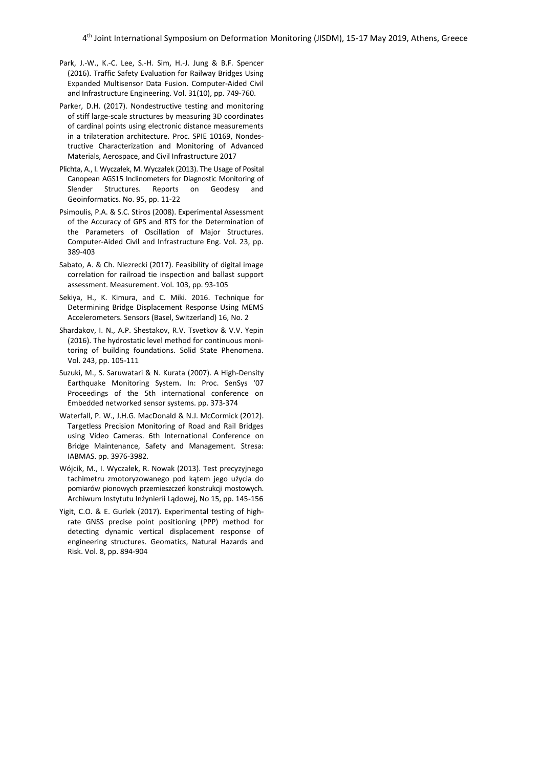Park, J.-W., K.-C. Lee, S.-H. Sim, H.-J. Jung & B.F. Spencer (2016). Traffic Safety Evaluation for Railway Bridges Using Expanded Multisensor Data Fusion. Computer-Aided Civil and Infrastructure Engineering. Vol. 31(10), pp. 749-760.

Parker, D.H. (2017). Nondestructive testing and monitoring of stiff large-scale structures by measuring 3D coordinates of cardinal points using electronic distance measurements in a trilateration architecture. Proc. SPIE 10169, Nondestructive Characterization and Monitoring of Advanced Materials, Aerospace, and Civil Infrastructure 2017

Plichta, A., I. Wyczałek, M. Wyczałek (2013). The Usage of Posital Canopean AGS15 Inclinometers for Diagnostic Monitoring of Slender Structures. Reports on Geodesy and Geoinformatics. No. 95, pp. 11-22

Psimoulis, P.A. & S.C. Stiros (2008). Experimental Assessment of the Accuracy of GPS and RTS for the Determination of the Parameters of Oscillation of Major Structures. Computer-Aided Civil and Infrastructure Eng. Vol. 23, pp. 389-403

Sabato, A. & Ch. Niezrecki (2017). Feasibility of digital image correlation for railroad tie inspection and ballast support assessment. Measurement. Vol. 103, pp. 93-105

Sekiya, H., K. Kimura, and C. Miki. 2016. Technique for Determining Bridge Displacement Response Using MEMS Accelerometers. Sensors (Basel, Switzerland) 16, No. 2

Shardakov, I. N., A.P. Shestakov, R.V. Tsvetkov & V.V. Yepin (2016). The hydrostatic level method for continuous monitoring of building foundations. Solid State Phenomena. Vol. 243, pp. 105-111

Suzuki, M., S. Saruwatari & N. Kurata (2007). A High-Density Earthquake Monitoring System. In: Proc. SenSys '07 Proceedings of the 5th international conference on Embedded networked sensor systems. pp. 373-374

Waterfall, P. W., J.H.G. MacDonald & N.J. McCormick (2012). Targetless Precision Monitoring of Road and Rail Bridges using Video Cameras. 6th International Conference on Bridge Maintenance, Safety and Management. Stresa: IABMAS. pp. 3976-3982.

Wójcik, M., I. Wyczałek, R. Nowak (2013). Test precyzyjnego tachimetru zmotoryzowanego pod kątem jego użycia do pomiarów pionowych przemieszczeń konstrukcji mostowych. Archiwum Instytutu Inżynierii Lądowej, No 15, pp. 145-156

Yigit, C.O. & E. Gurlek (2017). Experimental testing of high-rate GNSS precise point positioning (PPP) method for detecting dynamic vertical displacement response of engineering structures. Geomatics, Natural Hazards and Risk. Vol. 8, pp. 894-904